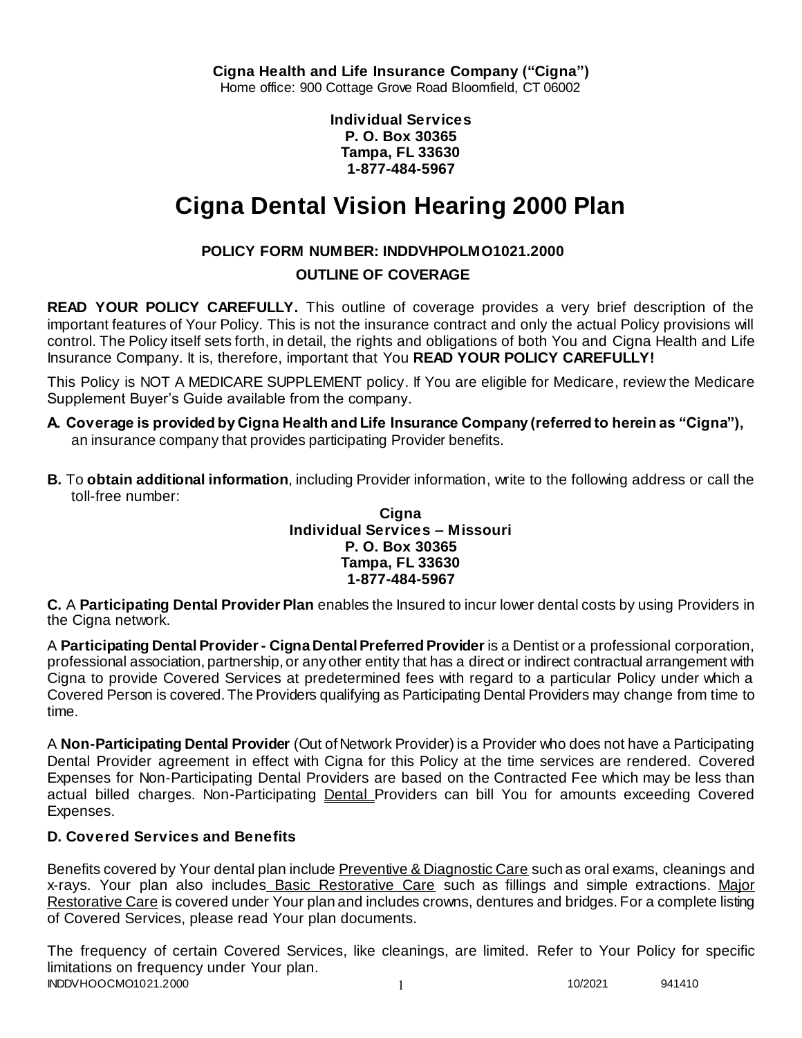**Cigna Health and Life Insurance Company ("Cigna")**
Home office: 900 Cottage Grove Road Bloomfield, CT 06002

**Individual Services**
**P. O. Box 30365**
**Tampa, FL 33630**
**1-877-484-5967**

# Cigna Dental Vision Hearing 2000 Plan

**POLICY FORM NUMBER: INDDVHPOLMO1021.2000**

**OUTLINE OF COVERAGE**

**READ YOUR POLICY CAREFULLY.** This outline of coverage provides a very brief description of the important features of Your Policy. This is not the insurance contract and only the actual Policy provisions will control. The Policy itself sets forth, in detail, the rights and obligations of both You and Cigna Health and Life Insurance Company. It is, therefore, important that You **READ YOUR POLICY CAREFULLY!**

This Policy is NOT A MEDICARE SUPPLEMENT policy. If You are eligible for Medicare, review the Medicare Supplement Buyer's Guide available from the company.

**A. Coverage is provided by Cigna Health and Life Insurance Company (referred to herein as "Cigna"),** an insurance company that provides participating Provider benefits.

**B.** To **obtain additional information**, including Provider information, write to the following address or call the toll-free number:

**Cigna**
**Individual Services – Missouri**
**P. O. Box 30365**
**Tampa, FL 33630**
**1-877-484-5967**

**C.** A **Participating Dental Provider Plan** enables the Insured to incur lower dental costs by using Providers in the Cigna network.

A **Participating Dental Provider - Cigna Dental Preferred Provider** is a Dentist or a professional corporation, professional association, partnership, or any other entity that has a direct or indirect contractual arrangement with Cigna to provide Covered Services at predetermined fees with regard to a particular Policy under which a Covered Person is covered. The Providers qualifying as Participating Dental Providers may change from time to time.

A **Non-Participating Dental Provider** (Out of Network Provider) is a Provider who does not have a Participating Dental Provider agreement in effect with Cigna for this Policy at the time services are rendered. Covered Expenses for Non-Participating Dental Providers are based on the Contracted Fee which may be less than actual billed charges. Non-Participating Dental Providers can bill You for amounts exceeding Covered Expenses.

### D. Covered Services and Benefits

Benefits covered by Your dental plan include Preventive & Diagnostic Care such as oral exams, cleanings and x-rays. Your plan also includes Basic Restorative Care such as fillings and simple extractions. Major Restorative Care is covered under Your plan and includes crowns, dentures and bridges. For a complete listing of Covered Services, please read Your plan documents.

The frequency of certain Covered Services, like cleanings, are limited. Refer to Your Policy for specific limitations on frequency under Your plan.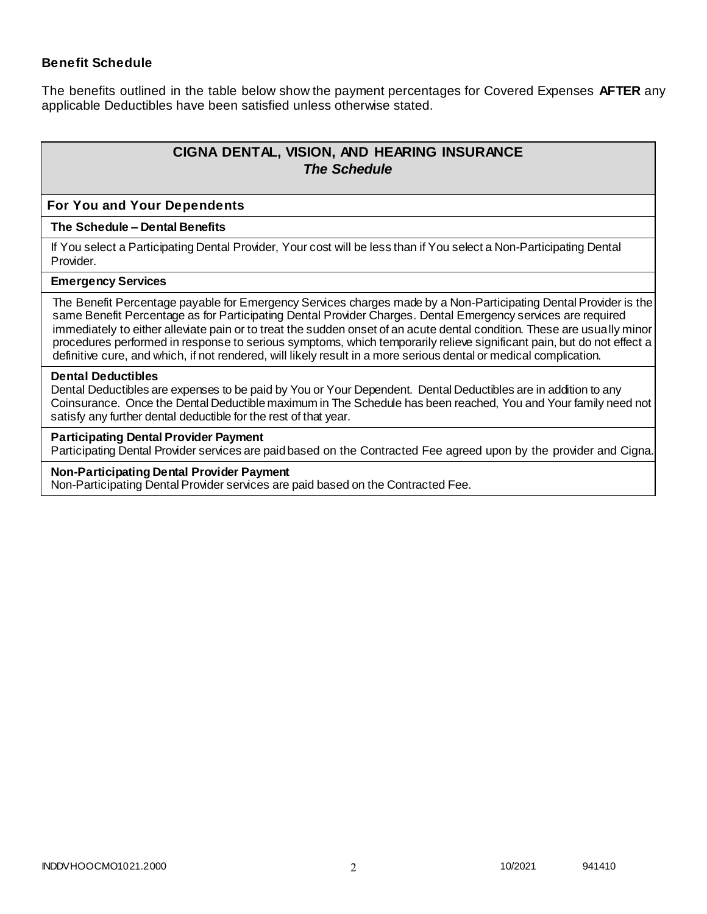### Benefit Schedule

The benefits outlined in the table below show the payment percentages for Covered Expenses **AFTER** any applicable Deductibles have been satisfied unless otherwise stated.

| **CIGNA DENTAL, VISION, AND HEARING INSURANCE** ***The Schedule*** |
|---|
| **For You and Your Dependents** |
| **The Schedule – Dental Benefits** |
| If You select a Participating Dental Provider, Your cost will be less than if You select a Non-Participating Dental Provider. |
| **Emergency Services** |
| The Benefit Percentage payable for Emergency Services charges made by a Non-Participating Dental Provider is the same Benefit Percentage as for Participating Dental Provider Charges. Dental Emergency services are required immediately to either alleviate pain or to treat the sudden onset of an acute dental condition. These are usually minor procedures performed in response to serious symptoms, which temporarily relieve significant pain, but do not effect a definitive cure, and which, if not rendered, will likely result in a more serious dental or medical complication. |
| **Dental Deductibles** Dental Deductibles are expenses to be paid by You or Your Dependent. Dental Deductibles are in addition to any Coinsurance. Once the Dental Deductible maximum in The Schedule has been reached, You and Your family need not satisfy any further dental deductible for the rest of that year. |
| **Participating Dental Provider Payment** Participating Dental Provider services are paid based on the Contracted Fee agreed upon by the provider and Cigna. |
| **Non-Participating Dental Provider Payment** Non-Participating Dental Provider services are paid based on the Contracted Fee. |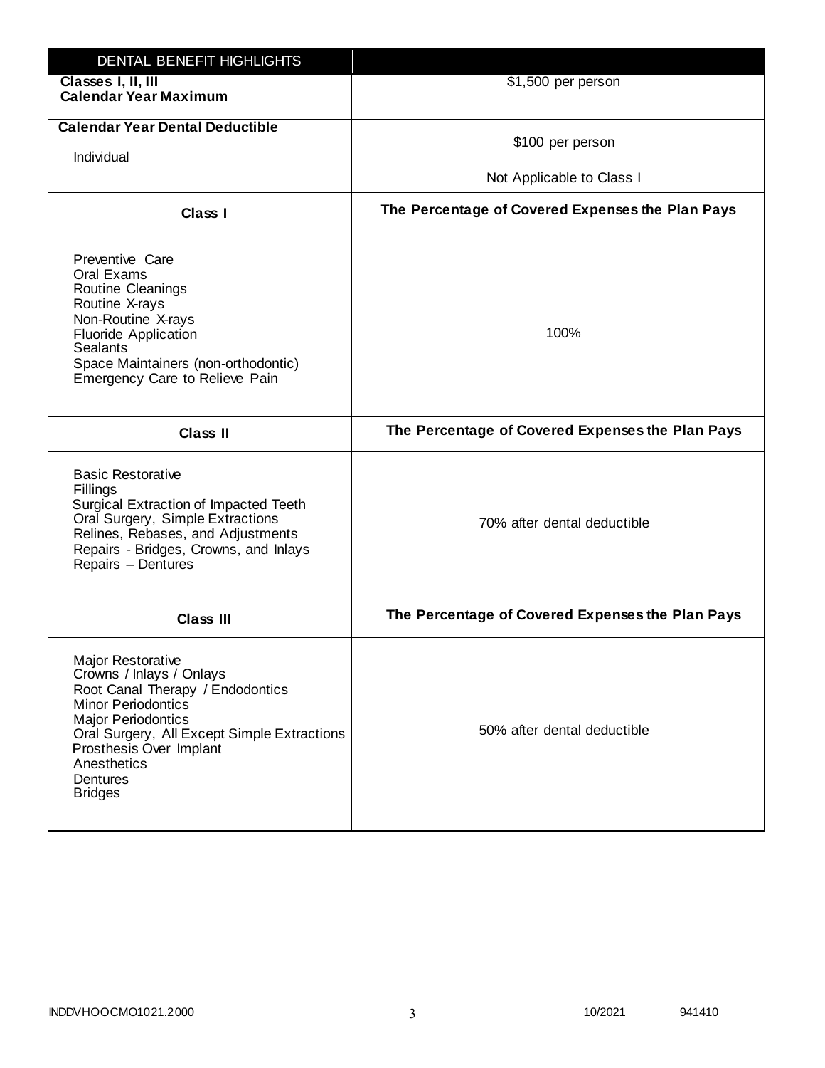| DENTAL BENEFIT HIGHLIGHTS | |
|---|---|
| **Classes I, II, III**<br>**Calendar Year Maximum** | $1,500 per person |
| **Calendar Year Dental Deductible**<br>Individual | $100 per person<br>Not Applicable to Class I |
| **Class I** | **The Percentage of Covered Expenses the Plan Pays** |
| Preventive Care<br>Oral Exams<br>Routine Cleanings<br>Routine X-rays<br>Non-Routine X-rays<br>Fluoride Application<br>Sealants<br>Space Maintainers (non-orthodontic)<br>Emergency Care to Relieve Pain | 100% |
| **Class II** | **The Percentage of Covered Expenses the Plan Pays** |
| Basic Restorative<br>Fillings<br>Surgical Extraction of Impacted Teeth<br>Oral Surgery, Simple Extractions<br>Relines, Rebases, and Adjustments<br>Repairs - Bridges, Crowns, and Inlays<br>Repairs – Dentures | 70% after dental deductible |
| **Class III** | **The Percentage of Covered Expenses the Plan Pays** |
| Major Restorative<br>Crowns / Inlays / Onlays<br>Root Canal Therapy / Endodontics<br>Minor Periodontics<br>Major Periodontics<br>Oral Surgery, All Except Simple Extractions<br>Prosthesis Over Implant<br>Anesthetics<br>Dentures<br>Bridges | 50% after dental deductible |

INDDVHOOCMO1021.2000 10/2021 941410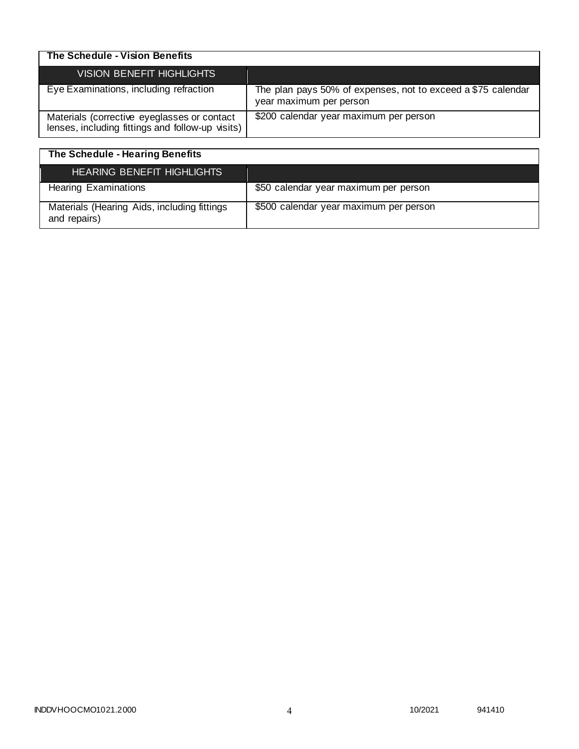| The Schedule - Vision Benefits | |
|---|---|
| VISION BENEFIT HIGHLIGHTS | |
| Eye Examinations, including refraction | The plan pays 50% of expenses, not to exceed a $75 calendar year maximum per person |
| Materials (corrective eyeglasses or contact lenses, including fittings and follow-up visits) | $200 calendar year maximum per person |

| The Schedule - Hearing Benefits | |
|---|---|
| HEARING BENEFIT HIGHLIGHTS | |
| Hearing Examinations | $50 calendar year maximum per person |
| Materials (Hearing Aids, including fittings and repairs) | $500 calendar year maximum per person |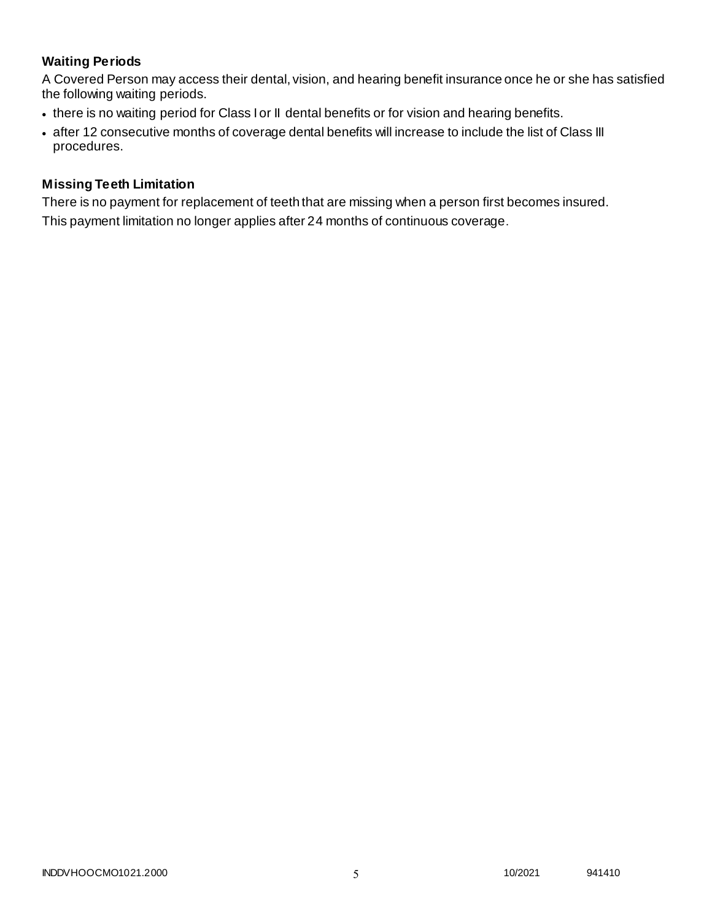### Waiting Periods

A Covered Person may access their dental, vision, and hearing benefit insurance once he or she has satisfied the following waiting periods.

- there is no waiting period for Class I or II dental benefits or for vision and hearing benefits.
- after 12 consecutive months of coverage dental benefits will increase to include the list of Class III procedures.

### Missing Teeth Limitation

There is no payment for replacement of teeth that are missing when a person first becomes insured.

This payment limitation no longer applies after 24 months of continuous coverage.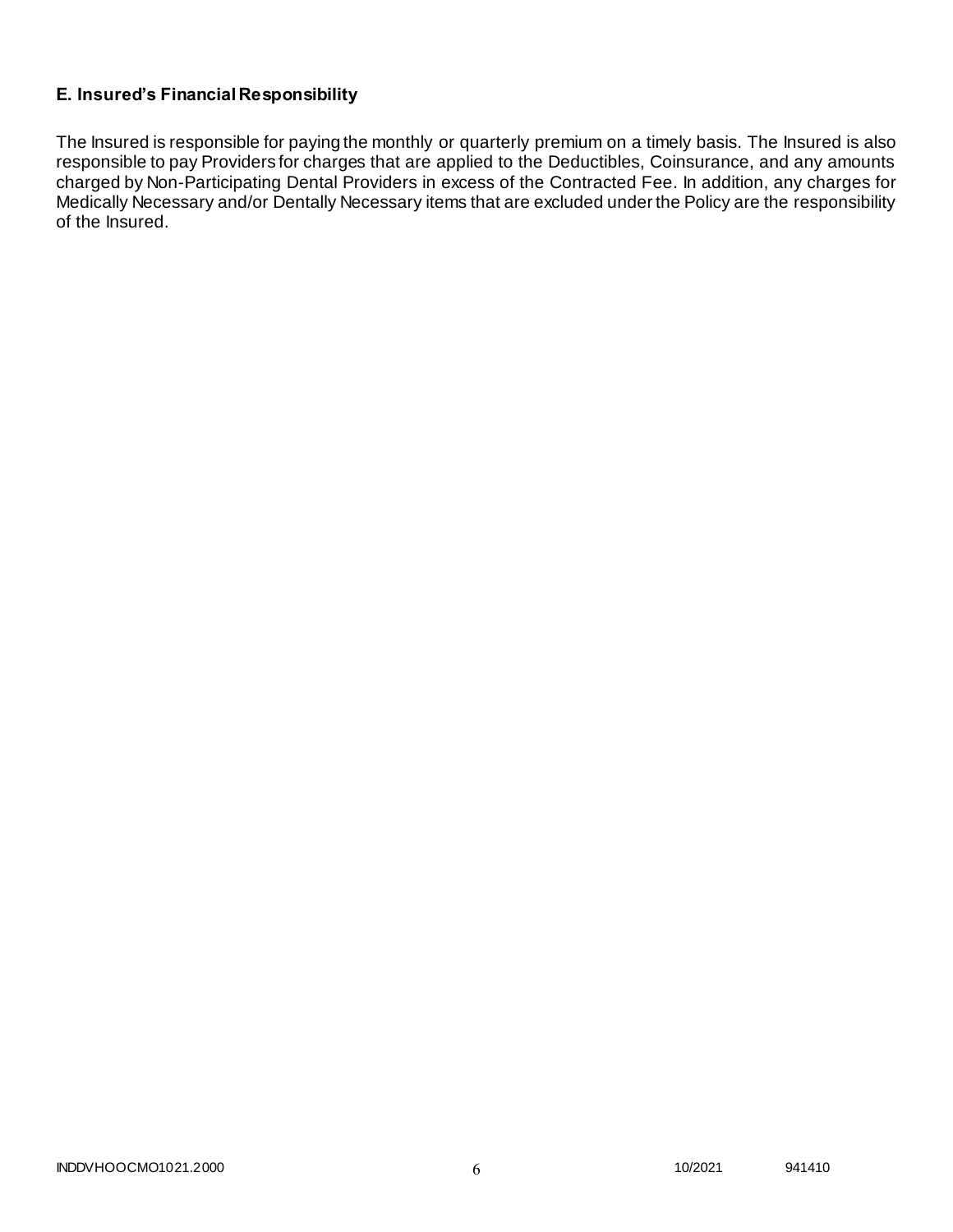### E. Insured's Financial Responsibility

The Insured is responsible for paying the monthly or quarterly premium on a timely basis. The Insured is also responsible to pay Providers for charges that are applied to the Deductibles, Coinsurance, and any amounts charged by Non-Participating Dental Providers in excess of the Contracted Fee. In addition, any charges for Medically Necessary and/or Dentally Necessary items that are excluded under the Policy are the responsibility of the Insured.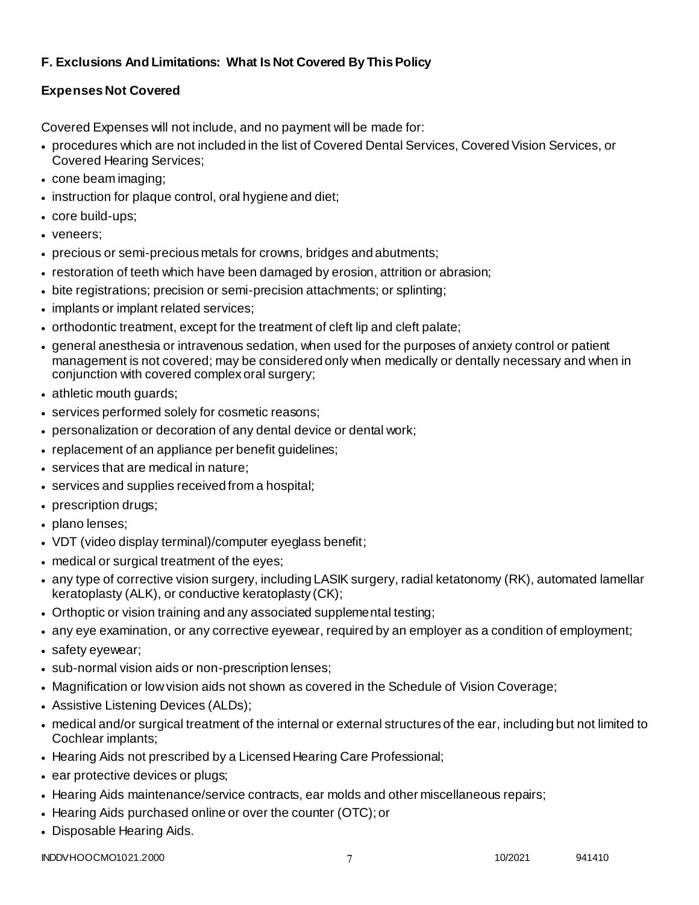**F. Exclusions And Limitations: What Is Not Covered By This Policy**

**Expenses Not Covered**

Covered Expenses will not include, and no payment will be made for:

- procedures which are not included in the list of Covered Dental Services, Covered Vision Services, or Covered Hearing Services;
- cone beam imaging;
- instruction for plaque control, oral hygiene and diet;
- core build-ups;
- veneers;
- precious or semi-precious metals for crowns, bridges and abutments;
- restoration of teeth which have been damaged by erosion, attrition or abrasion;
- bite registrations; precision or semi-precision attachments; or splinting;
- implants or implant related services;
- orthodontic treatment, except for the treatment of cleft lip and cleft palate;
- general anesthesia or intravenous sedation, when used for the purposes of anxiety control or patient management is not covered; may be considered only when medically or dentally necessary and when in conjunction with covered complex oral surgery;
- athletic mouth guards;
- services performed solely for cosmetic reasons;
- personalization or decoration of any dental device or dental work;
- replacement of an appliance per benefit guidelines;
- services that are medical in nature;
- services and supplies received from a hospital;
- prescription drugs;
- plano lenses;
- VDT (video display terminal)/computer eyeglass benefit;
- medical or surgical treatment of the eyes;
- any type of corrective vision surgery, including LASIK surgery, radial ketatonomy (RK), automated lamellar keratoplasty (ALK), or conductive keratoplasty (CK);
- Orthoptic or vision training and any associated supplemental testing;
- any eye examination, or any corrective eyewear, required by an employer as a condition of employment;
- safety eyewear;
- sub-normal vision aids or non-prescription lenses;
- Magnification or low vision aids not shown as covered in the Schedule of Vision Coverage;
- Assistive Listening Devices (ALDs);
- medical and/or surgical treatment of the internal or external structures of the ear, including but not limited to Cochlear implants;
- Hearing Aids not prescribed by a Licensed Hearing Care Professional;
- ear protective devices or plugs;
- Hearing Aids maintenance/service contracts, ear molds and other miscellaneous repairs;
- Hearing Aids purchased online or over the counter (OTC); or
- Disposable Hearing Aids.

INDDVHOOCMO1021.2000 10/2021 941410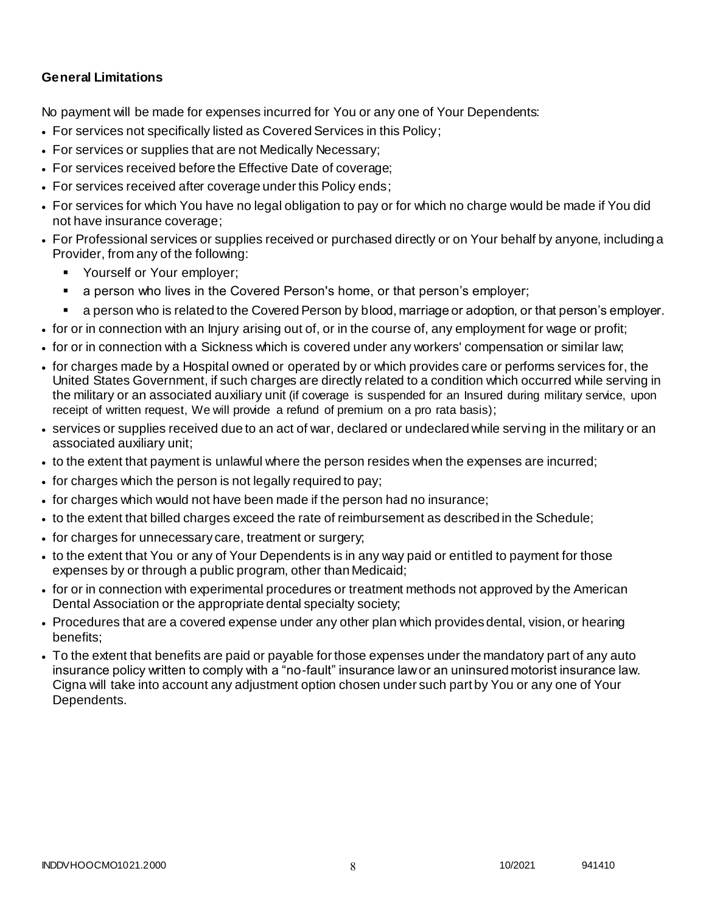**General Limitations**

No payment will be made for expenses incurred for You or any one of Your Dependents:

- For services not specifically listed as Covered Services in this Policy;
- For services or supplies that are not Medically Necessary;
- For services received before the Effective Date of coverage;
- For services received after coverage under this Policy ends;
- For services for which You have no legal obligation to pay or for which no charge would be made if You did not have insurance coverage;
- For Professional services or supplies received or purchased directly or on Your behalf by anyone, including a Provider, from any of the following:
  - Yourself or Your employer;
  - a person who lives in the Covered Person's home, or that person's employer;
  - a person who is related to the Covered Person by blood, marriage or adoption, or that person's employer.
- for or in connection with an Injury arising out of, or in the course of, any employment for wage or profit;
- for or in connection with a Sickness which is covered under any workers' compensation or similar law;
- for charges made by a Hospital owned or operated by or which provides care or performs services for, the United States Government, if such charges are directly related to a condition which occurred while serving in the military or an associated auxiliary unit (if coverage is suspended for an Insured during military service, upon receipt of written request, We will provide a refund of premium on a pro rata basis);
- services or supplies received due to an act of war, declared or undeclared while serving in the military or an associated auxiliary unit;
- to the extent that payment is unlawful where the person resides when the expenses are incurred;
- for charges which the person is not legally required to pay;
- for charges which would not have been made if the person had no insurance;
- to the extent that billed charges exceed the rate of reimbursement as described in the Schedule;
- for charges for unnecessary care, treatment or surgery;
- to the extent that You or any of Your Dependents is in any way paid or entitled to payment for those expenses by or through a public program, other than Medicaid;
- for or in connection with experimental procedures or treatment methods not approved by the American Dental Association or the appropriate dental specialty society;
- Procedures that are a covered expense under any other plan which provides dental, vision, or hearing benefits;
- To the extent that benefits are paid or payable for those expenses under the mandatory part of any auto insurance policy written to comply with a "no-fault" insurance law or an uninsured motorist insurance law. Cigna will take into account any adjustment option chosen under such part by You or any one of Your Dependents.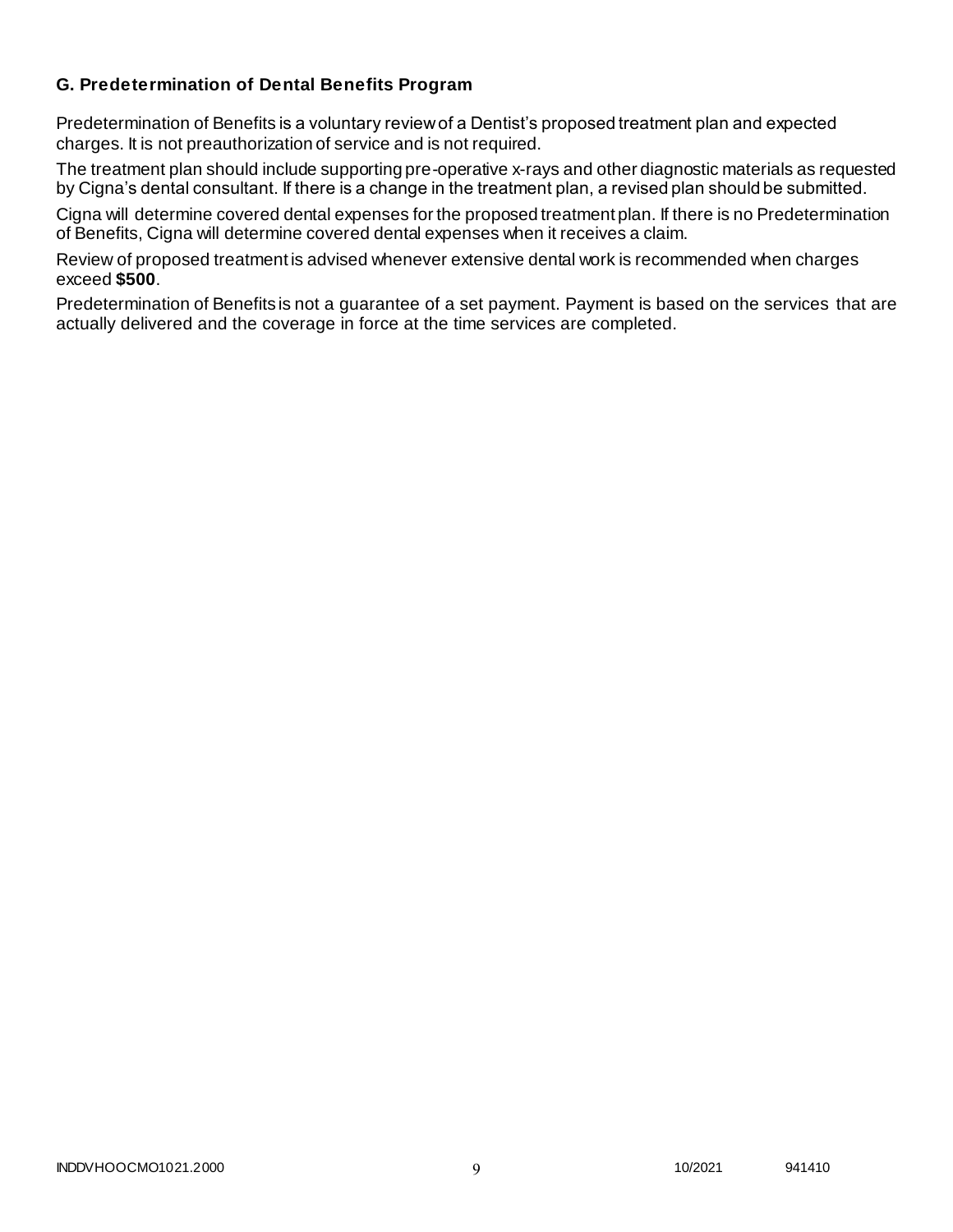### G. Predetermination of Dental Benefits Program

Predetermination of Benefits is a voluntary review of a Dentist's proposed treatment plan and expected charges. It is not preauthorization of service and is not required.

The treatment plan should include supporting pre-operative x-rays and other diagnostic materials as requested by Cigna's dental consultant. If there is a change in the treatment plan, a revised plan should be submitted.

Cigna will determine covered dental expenses for the proposed treatment plan. If there is no Predetermination of Benefits, Cigna will determine covered dental expenses when it receives a claim.

Review of proposed treatment is advised whenever extensive dental work is recommended when charges exceed **$500**.

Predetermination of Benefits is not a guarantee of a set payment. Payment is based on the services that are actually delivered and the coverage in force at the time services are completed.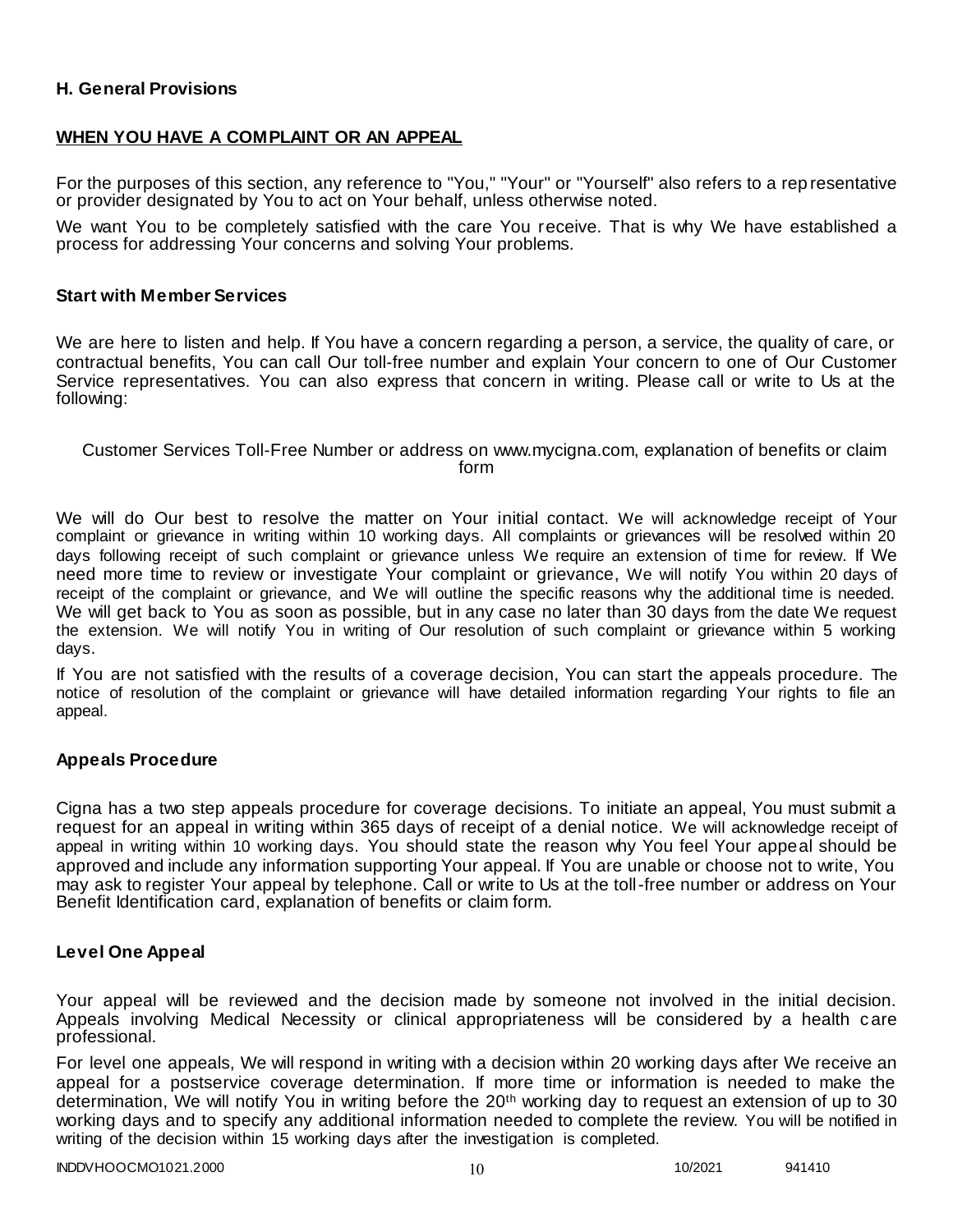## H. General Provisions

### WHEN YOU HAVE A COMPLAINT OR AN APPEAL

For the purposes of this section, any reference to "You," "Your" or "Yourself" also refers to a representative or provider designated by You to act on Your behalf, unless otherwise noted.

We want You to be completely satisfied with the care You receive. That is why We have established a process for addressing Your concerns and solving Your problems.

### Start with Member Services

We are here to listen and help. If You have a concern regarding a person, a service, the quality of care, or contractual benefits, You can call Our toll-free number and explain Your concern to one of Our Customer Service representatives. You can also express that concern in writing. Please call or write to Us at the following:

Customer Services Toll-Free Number or address on www.mycigna.com, explanation of benefits or claim form

We will do Our best to resolve the matter on Your initial contact. We will acknowledge receipt of Your complaint or grievance in writing within 10 working days. All complaints or grievances will be resolved within 20 days following receipt of such complaint or grievance unless We require an extension of time for review. If We need more time to review or investigate Your complaint or grievance, We will notify You within 20 days of receipt of the complaint or grievance, and We will outline the specific reasons why the additional time is needed. We will get back to You as soon as possible, but in any case no later than 30 days from the date We request the extension. We will notify You in writing of Our resolution of such complaint or grievance within 5 working days.

If You are not satisfied with the results of a coverage decision, You can start the appeals procedure. The notice of resolution of the complaint or grievance will have detailed information regarding Your rights to file an appeal.

### Appeals Procedure

Cigna has a two step appeals procedure for coverage decisions. To initiate an appeal, You must submit a request for an appeal in writing within 365 days of receipt of a denial notice. We will acknowledge receipt of appeal in writing within 10 working days. You should state the reason why You feel Your appeal should be approved and include any information supporting Your appeal. If You are unable or choose not to write, You may ask to register Your appeal by telephone. Call or write to Us at the toll-free number or address on Your Benefit Identification card, explanation of benefits or claim form.

### Level One Appeal

Your appeal will be reviewed and the decision made by someone not involved in the initial decision. Appeals involving Medical Necessity or clinical appropriateness will be considered by a health care professional.

For level one appeals, We will respond in writing with a decision within 20 working days after We receive an appeal for a postservice coverage determination. If more time or information is needed to make the determination, We will notify You in writing before the 20th working day to request an extension of up to 30 working days and to specify any additional information needed to complete the review. You will be notified in writing of the decision within 15 working days after the investigation is completed.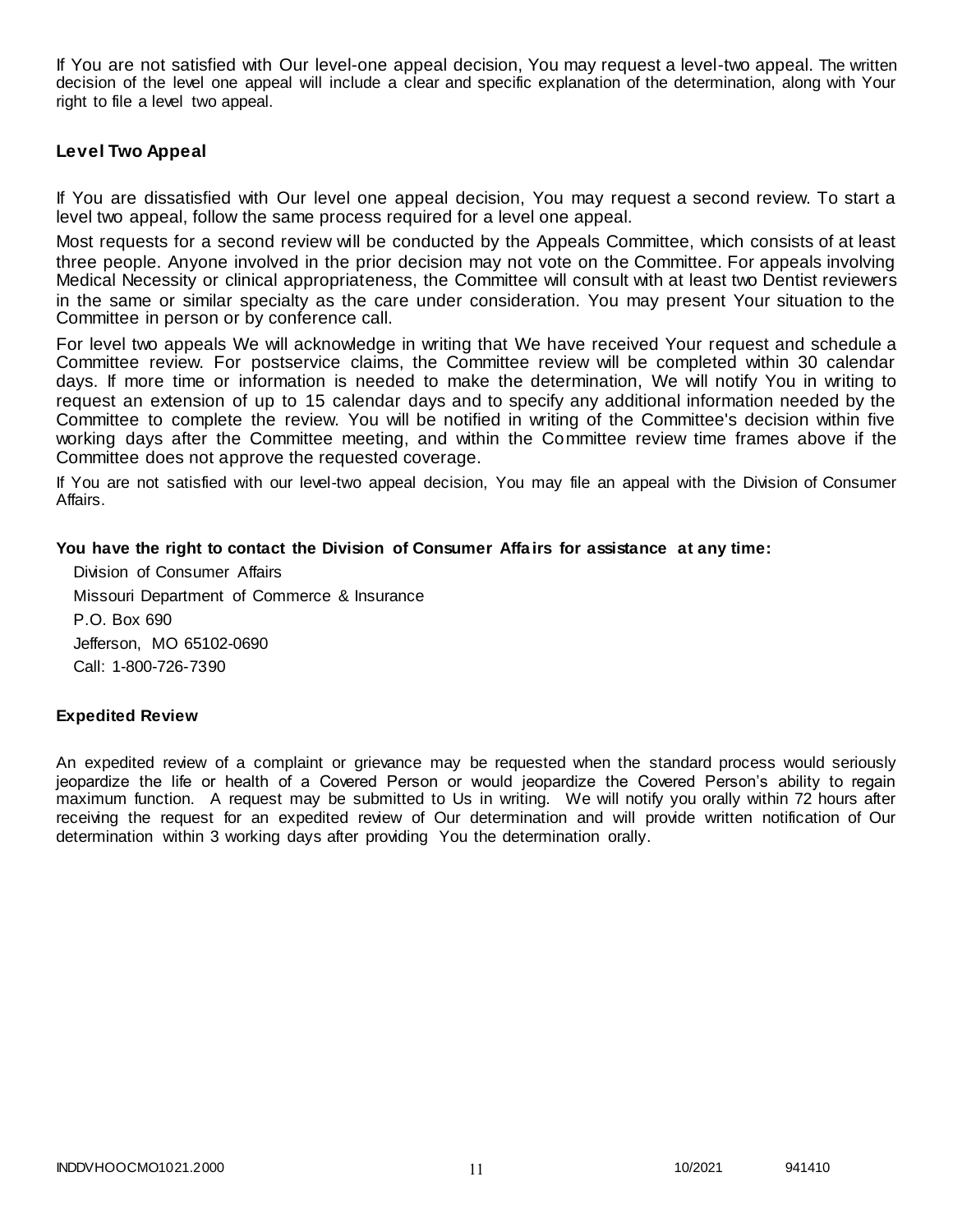If You are not satisfied with Our level-one appeal decision, You may request a level-two appeal. The written decision of the level one appeal will include a clear and specific explanation of the determination, along with Your right to file a level two appeal.

### Level Two Appeal

If You are dissatisfied with Our level one appeal decision, You may request a second review. To start a level two appeal, follow the same process required for a level one appeal.

Most requests for a second review will be conducted by the Appeals Committee, which consists of at least three people. Anyone involved in the prior decision may not vote on the Committee. For appeals involving Medical Necessity or clinical appropriateness, the Committee will consult with at least two Dentist reviewers in the same or similar specialty as the care under consideration. You may present Your situation to the Committee in person or by conference call.

For level two appeals We will acknowledge in writing that We have received Your request and schedule a Committee review. For postservice claims, the Committee review will be completed within 30 calendar days. If more time or information is needed to make the determination, We will notify You in writing to request an extension of up to 15 calendar days and to specify any additional information needed by the Committee to complete the review. You will be notified in writing of the Committee's decision within five working days after the Committee meeting, and within the Committee review time frames above if the Committee does not approve the requested coverage.

If You are not satisfied with our level-two appeal decision, You may file an appeal with the Division of Consumer Affairs.

**You have the right to contact the Division of Consumer Affairs for assistance at any time:**

Division of Consumer Affairs
Missouri Department of Commerce & Insurance
P.O. Box 690
Jefferson, MO 65102-0690
Call: 1-800-726-7390

### Expedited Review

An expedited review of a complaint or grievance may be requested when the standard process would seriously jeopardize the life or health of a Covered Person or would jeopardize the Covered Person's ability to regain maximum function. A request may be submitted to Us in writing. We will notify you orally within 72 hours after receiving the request for an expedited review of Our determination and will provide written notification of Our determination within 3 working days after providing You the determination orally.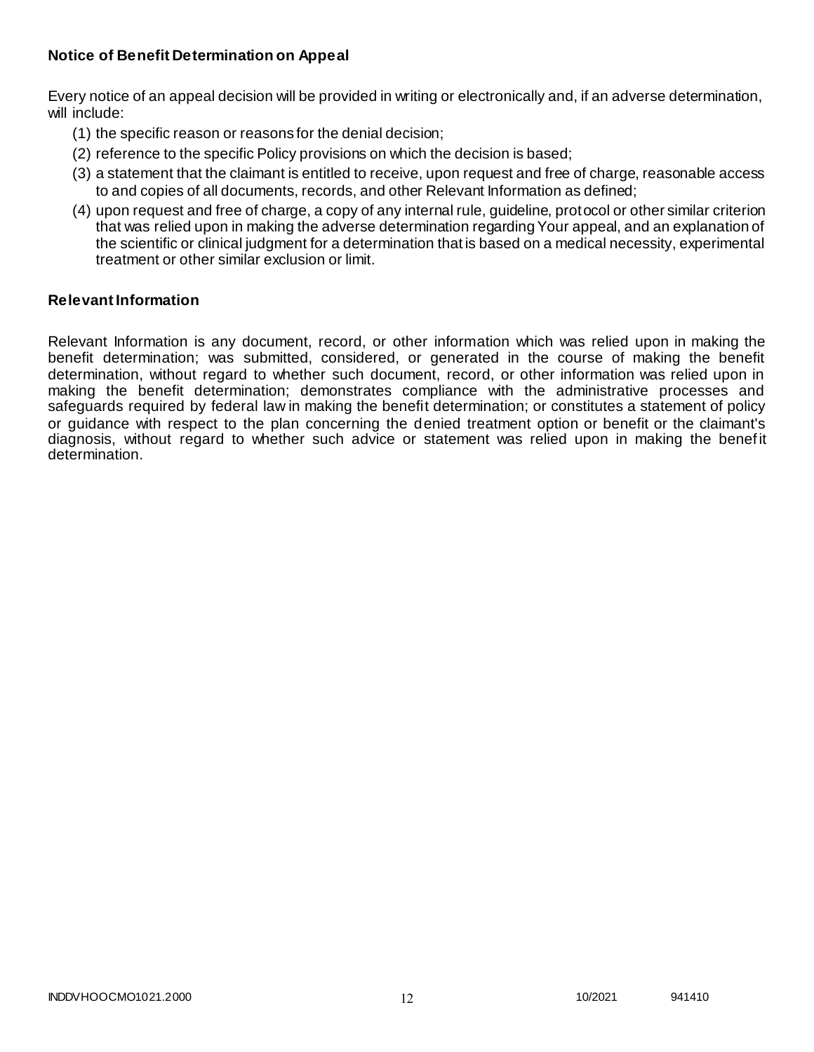### Notice of Benefit Determination on Appeal

Every notice of an appeal decision will be provided in writing or electronically and, if an adverse determination, will include:

(1) the specific reason or reasons for the denial decision;
(2) reference to the specific Policy provisions on which the decision is based;
(3) a statement that the claimant is entitled to receive, upon request and free of charge, reasonable access to and copies of all documents, records, and other Relevant Information as defined;
(4) upon request and free of charge, a copy of any internal rule, guideline, protocol or other similar criterion that was relied upon in making the adverse determination regarding Your appeal, and an explanation of the scientific or clinical judgment for a determination that is based on a medical necessity, experimental treatment or other similar exclusion or limit.

### Relevant Information

Relevant Information is any document, record, or other information which was relied upon in making the benefit determination; was submitted, considered, or generated in the course of making the benefit determination, without regard to whether such document, record, or other information was relied upon in making the benefit determination; demonstrates compliance with the administrative processes and safeguards required by federal law in making the benefit determination; or constitutes a statement of policy or guidance with respect to the plan concerning the denied treatment option or benefit or the claimant's diagnosis, without regard to whether such advice or statement was relied upon in making the benefit determination.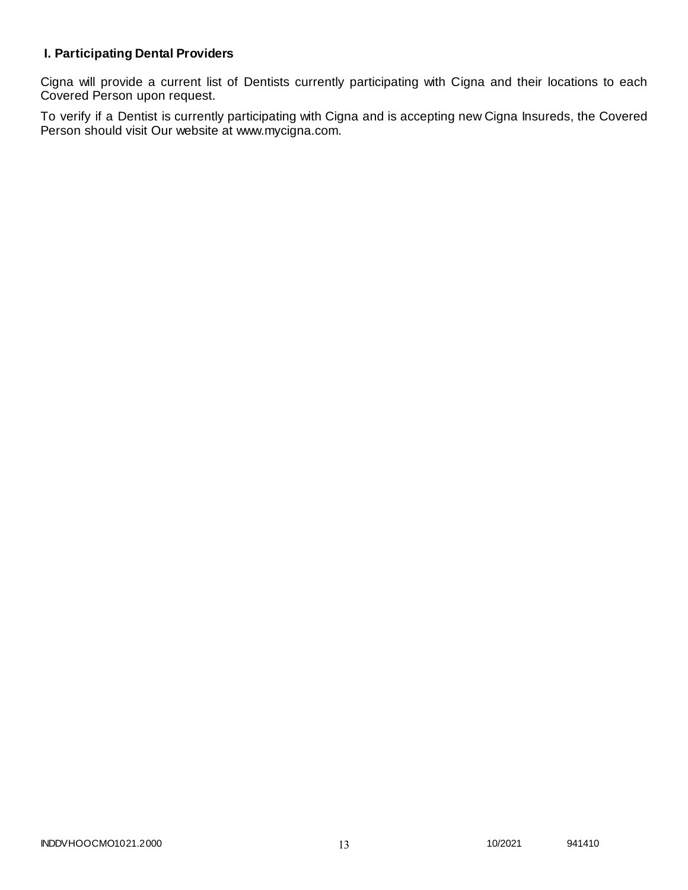## I. Participating Dental Providers

Cigna will provide a current list of Dentists currently participating with Cigna and their locations to each Covered Person upon request.

To verify if a Dentist is currently participating with Cigna and is accepting new Cigna Insureds, the Covered Person should visit Our website at www.mycigna.com.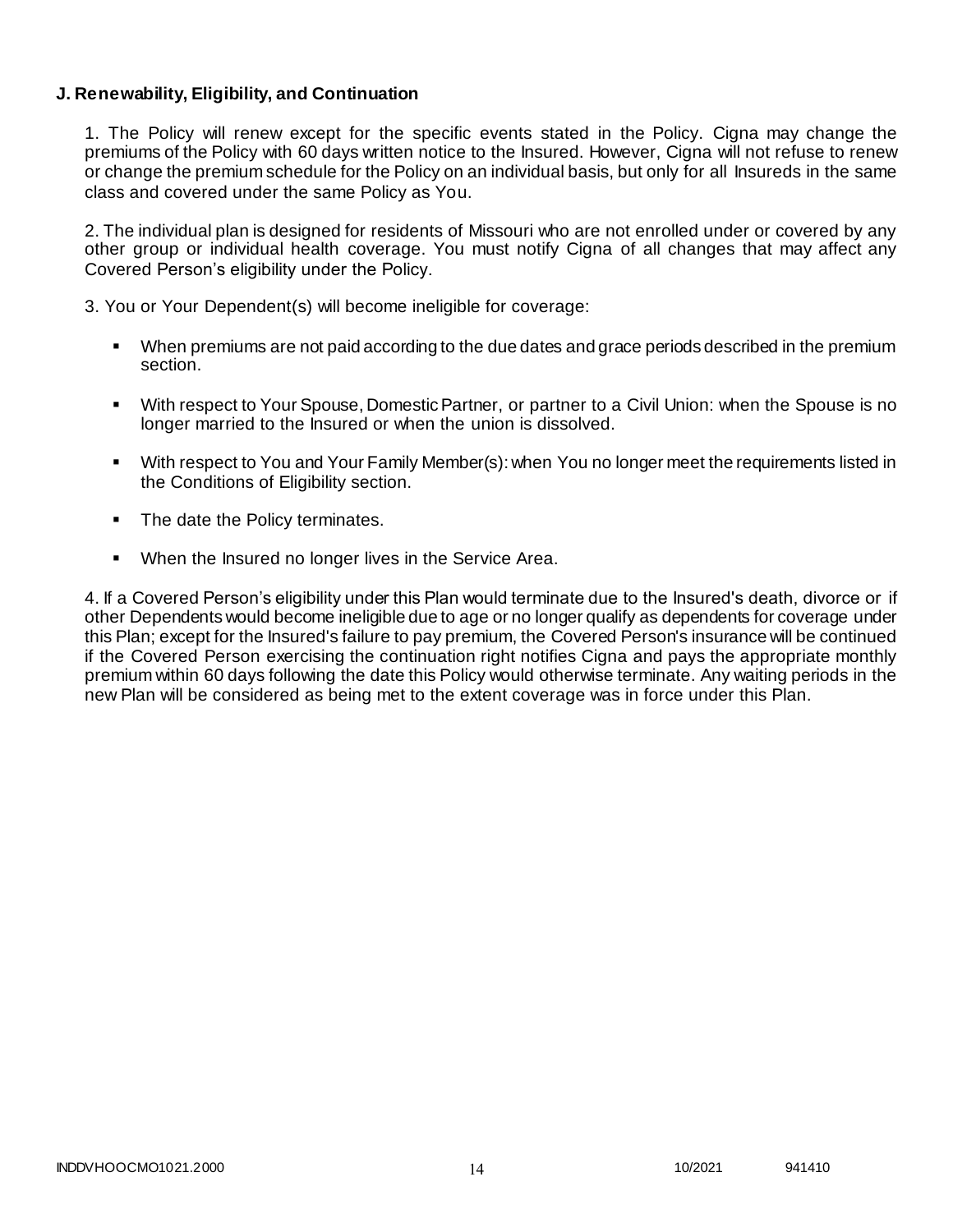**J. Renewability, Eligibility, and Continuation**

1. The Policy will renew except for the specific events stated in the Policy. Cigna may change the premiums of the Policy with 60 days written notice to the Insured. However, Cigna will not refuse to renew or change the premium schedule for the Policy on an individual basis, but only for all Insureds in the same class and covered under the same Policy as You.

2. The individual plan is designed for residents of Missouri who are not enrolled under or covered by any other group or individual health coverage. You must notify Cigna of all changes that may affect any Covered Person's eligibility under the Policy.

3. You or Your Dependent(s) will become ineligible for coverage:

- When premiums are not paid according to the due dates and grace periods described in the premium section.
- With respect to Your Spouse, Domestic Partner, or partner to a Civil Union: when the Spouse is no longer married to the Insured or when the union is dissolved.
- With respect to You and Your Family Member(s): when You no longer meet the requirements listed in the Conditions of Eligibility section.
- The date the Policy terminates.
- When the Insured no longer lives in the Service Area.

4. If a Covered Person's eligibility under this Plan would terminate due to the Insured's death, divorce or if other Dependents would become ineligible due to age or no longer qualify as dependents for coverage under this Plan; except for the Insured's failure to pay premium, the Covered Person's insurance will be continued if the Covered Person exercising the continuation right notifies Cigna and pays the appropriate monthly premium within 60 days following the date this Policy would otherwise terminate. Any waiting periods in the new Plan will be considered as being met to the extent coverage was in force under this Plan.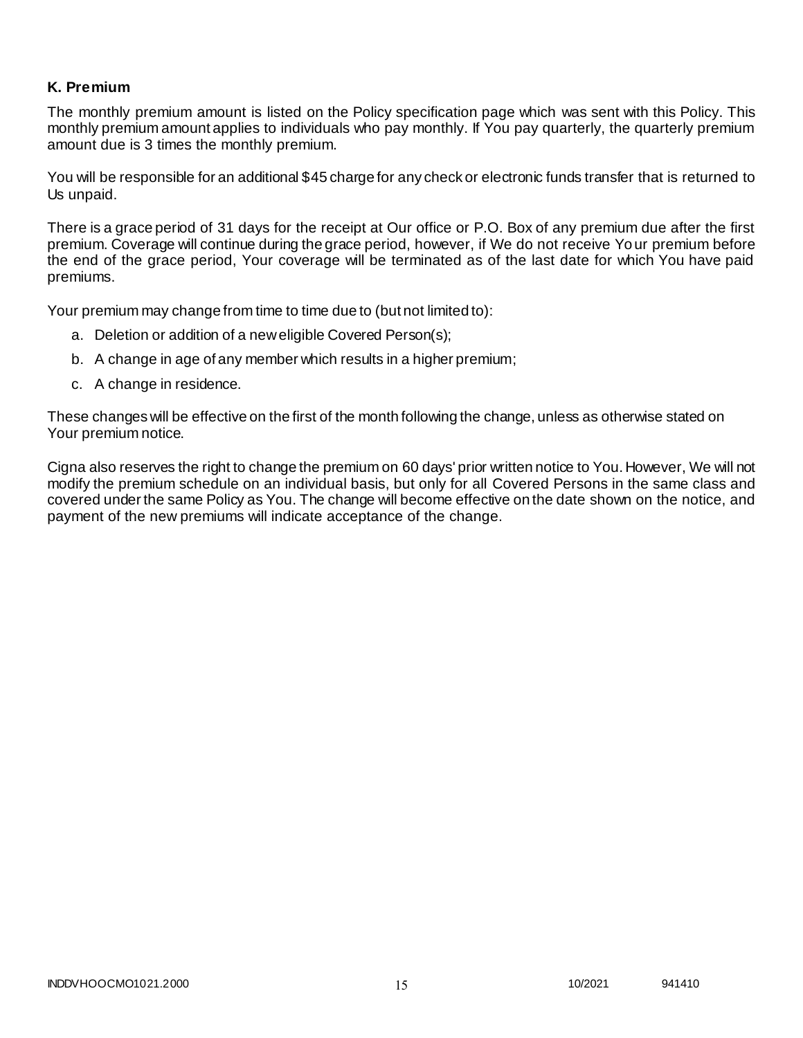### K. Premium

The monthly premium amount is listed on the Policy specification page which was sent with this Policy. This monthly premium amount applies to individuals who pay monthly. If You pay quarterly, the quarterly premium amount due is 3 times the monthly premium.

You will be responsible for an additional $45 charge for any check or electronic funds transfer that is returned to Us unpaid.

There is a grace period of 31 days for the receipt at Our office or P.O. Box of any premium due after the first premium. Coverage will continue during the grace period, however, if We do not receive Your premium before the end of the grace period, Your coverage will be terminated as of the last date for which You have paid premiums.

Your premium may change from time to time due to (but not limited to):

a. Deletion or addition of a new eligible Covered Person(s);
b. A change in age of any member which results in a higher premium;
c. A change in residence.

These changes will be effective on the first of the month following the change, unless as otherwise stated on Your premium notice.

Cigna also reserves the right to change the premium on 60 days' prior written notice to You. However, We will not modify the premium schedule on an individual basis, but only for all Covered Persons in the same class and covered under the same Policy as You. The change will become effective on the date shown on the notice, and payment of the new premiums will indicate acceptance of the change.